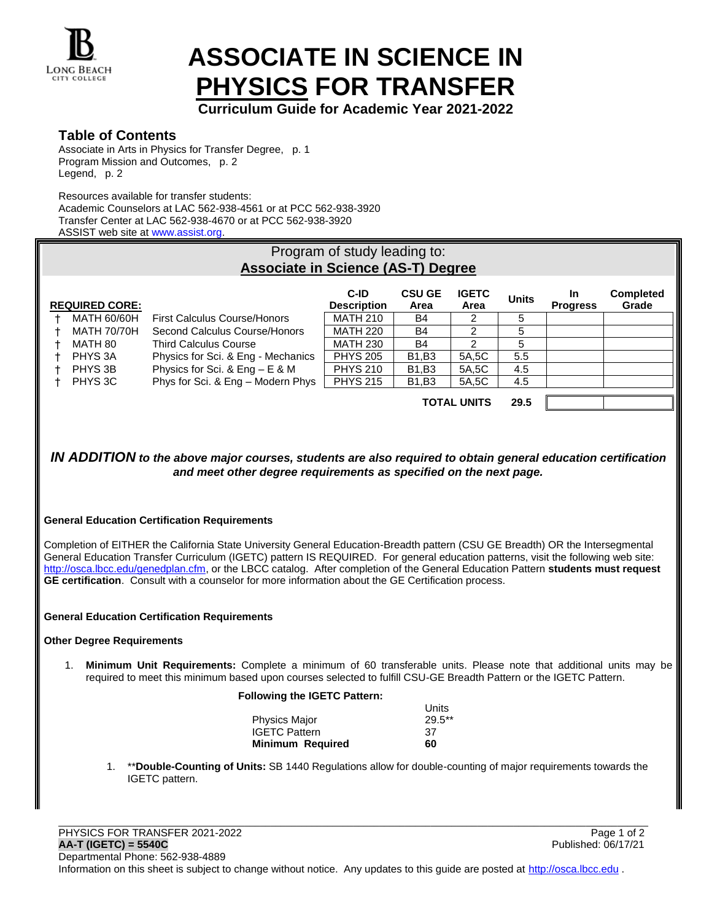# ASSOCIATE IN SCIENCE IN PHYSICS FOR TRANSFER

**Curriculum Guide for Academic Year 2021-2022**

## Table of Contents

Associate in Arts in Physics for Transfer Degree, p. 1
Program Mission and Outcomes, p. 2
Legend, p. 2

Resources available for transfer students:
Academic Counselors at LAC 562-938-4561 or at PCC 562-938-3920
Transfer Center at LAC 562-938-4670 or at PCC 562-938-3920
ASSIST web site at www.assist.org.

## Program of study leading to: Associate in Science (AS-T) Degree

| REQUIRED CORE: | | | C-ID Description | CSU GE Area | IGETC Area | Units | In Progress | Completed Grade |
|---|---|---|---|---|---|---|---|---|
| † | MATH 60/60H | First Calculus Course/Honors | MATH 210 | B4 | 2 | 5 | | |
| † | MATH 70/70H | Second Calculus Course/Honors | MATH 220 | B4 | 2 | 5 | | |
| † | MATH 80 | Third Calculus Course | MATH 230 | B4 | 2 | 5 | | |
| † | PHYS 3A | Physics for Sci. & Eng - Mechanics | PHYS 205 | B1,B3 | 5A,5C | 5.5 | | |
| † | PHYS 3B | Physics for Sci. & Eng – E & M | PHYS 210 | B1,B3 | 5A,5C | 4.5 | | |
| † | PHYS 3C | Phys for Sci. & Eng – Modern Phys | PHYS 215 | B1,B3 | 5A,5C | 4.5 | | |
| | | | | | **TOTAL UNITS** | **29.5** | | |

***IN ADDITION** to the above major courses, students are also required to obtain general education certification and meet other degree requirements as specified on the next page.*

**General Education Certification Requirements**

Completion of EITHER the California State University General Education-Breadth pattern (CSU GE Breadth) OR the Intersegmental General Education Transfer Curriculum (IGETC) pattern IS REQUIRED. For general education patterns, visit the following web site: http://osca.lbcc.edu/genedplan.cfm, or the LBCC catalog. After completion of the General Education Pattern **students must request GE certification**. Consult with a counselor for more information about the GE Certification process.

**General Education Certification Requirements**

**Other Degree Requirements**

1. **Minimum Unit Requirements:** Complete a minimum of 60 transferable units. Please note that additional units may be required to meet this minimum based upon courses selected to fulfill CSU-GE Breadth Pattern or the IGETC Pattern.

**Following the IGETC Pattern:**

| | Units |
|---|---|
| Physics Major | 29.5** |
| IGETC Pattern | 37 |
| **Minimum Required** | **60** |

1. ****Double-Counting of Units:** SB 1440 Regulations allow for double-counting of major requirements towards the IGETC pattern.

PHYSICS FOR TRANSFER 2021-2022
**AA-T (IGETC) = 5540C**
Published: 06/17/21
Departmental Phone: 562-938-4889
Information on this sheet is subject to change without notice. Any updates to this guide are posted at http://osca.lbcc.edu .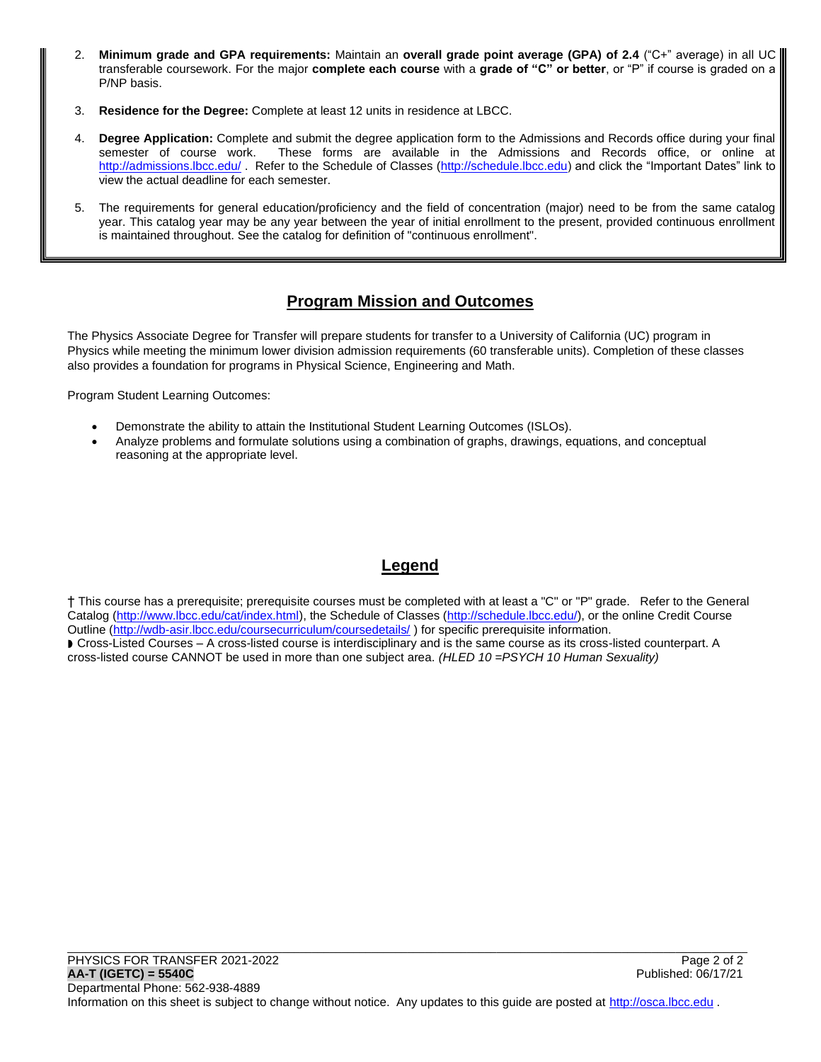2. **Minimum grade and GPA requirements:** Maintain an **overall grade point average (GPA) of 2.4** ("C+" average) in all UC transferable coursework. For the major **complete each course** with a **grade of "C" or better**, or "P" if course is graded on a P/NP basis.
3. **Residence for the Degree:** Complete at least 12 units in residence at LBCC.
4. **Degree Application:** Complete and submit the degree application form to the Admissions and Records office during your final semester of course work. These forms are available in the Admissions and Records office, or online at http://admissions.lbcc.edu/ . Refer to the Schedule of Classes (http://schedule.lbcc.edu) and click the "Important Dates" link to view the actual deadline for each semester.
5. The requirements for general education/proficiency and the field of concentration (major) need to be from the same catalog year. This catalog year may be any year between the year of initial enrollment to the present, provided continuous enrollment is maintained throughout. See the catalog for definition of "continuous enrollment".

## Program Mission and Outcomes

The Physics Associate Degree for Transfer will prepare students for transfer to a University of California (UC) program in Physics while meeting the minimum lower division admission requirements (60 transferable units). Completion of these classes also provides a foundation for programs in Physical Science, Engineering and Math.

Program Student Learning Outcomes:

- Demonstrate the ability to attain the Institutional Student Learning Outcomes (ISLOs).
- Analyze problems and formulate solutions using a combination of graphs, drawings, equations, and conceptual reasoning at the appropriate level.

## Legend

† This course has a prerequisite; prerequisite courses must be completed with at least a "C" or "P" grade. Refer to the General Catalog (http://www.lbcc.edu/cat/index.html), the Schedule of Classes (http://schedule.lbcc.edu/), or the online Credit Course Outline (http://wdb-asir.lbcc.edu/coursecurriculum/coursedetails/ ) for specific prerequisite information.

◗ Cross-Listed Courses – A cross-listed course is interdisciplinary and is the same course as its cross-listed counterpart. A cross-listed course CANNOT be used in more than one subject area. *(HLED 10 =PSYCH 10 Human Sexuality)*

PHYSICS FOR TRANSFER 2021-2022
**AA-T (IGETC) = 5540C**
Published: 06/17/21
Departmental Phone: 562-938-4889
Information on this sheet is subject to change without notice. Any updates to this guide are posted at http://osca.lbcc.edu .